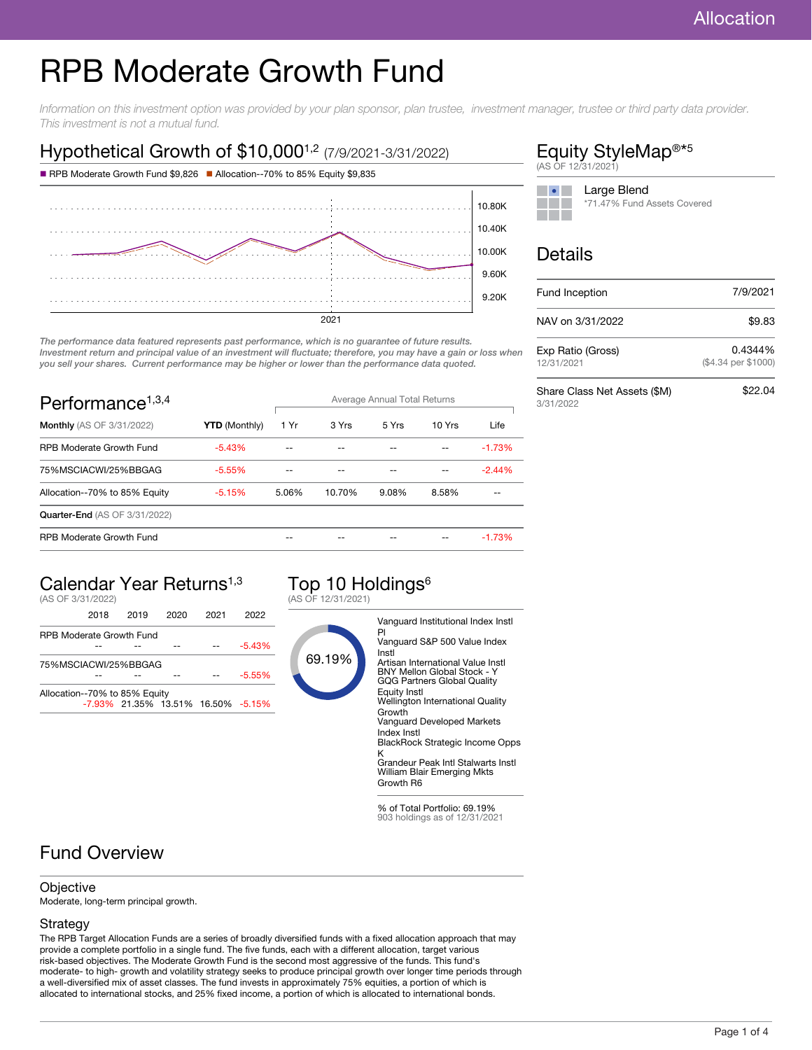Allocation

# RPB Moderate Growth Fund

*Information on this investment option was provided by your plan sponsor, plan trustee, investment manager, trustee or third party data provider. This investment is not a mutual fund.*

## Hypothetical Growth of $10,000[1,2] (7/9/2021-3/31/2022)

■ RPB Moderate Growth Fund $9,826 ■ Allocation--70% to 85% Equity $9,835

10.80K
10.40K
10.00K
9.60K
9.20K
2021

*The performance data featured represents past performance, which is no guarantee of future results. Investment return and principal value of an investment will fluctuate; therefore, you may have a gain or loss when you sell your shares. Current performance may be higher or lower than the performance data quoted.*

## Performance[1,3,4]

| | | Average Annual Total Returns | | | | |
|---|---|---|---|---|---|---|
| **Monthly** (AS OF 3/31/2022) | **YTD** (Monthly) | 1 Yr | 3 Yrs | 5 Yrs | 10 Yrs | Life |
| RPB Moderate Growth Fund | -5.43% | -- | -- | -- | -- | -1.73% |
| 75%MSCIACWI/25%BBGAG | -5.55% | -- | -- | -- | -- | -2.44% |
| Allocation--70% to 85% Equity | -5.15% | 5.06% | 10.70% | 9.08% | 8.58% | -- |
| **Quarter-End** (AS OF 3/31/2022) | | | | | | |
| RPB Moderate Growth Fund | | -- | -- | -- | -- | -1.73% |

## Calendar Year Returns[1,3]

(AS OF 3/31/2022)

| | 2018 | 2019 | 2020 | 2021 | 2022 |
|---|---|---|---|---|---|
| RPB Moderate Growth Fund | -- | -- | -- | -- | -5.43% |
| 75%MSCIACWI/25%BBGAG | -- | -- | -- | -- | -5.55% |
| Allocation--70% to 85% Equity | -7.93% | 21.35% | 13.51% | 16.50% | -5.15% |

## Top 10 Holdings[6]

(AS OF 12/31/2021)

69.19%

- Vanguard Institutional Index Instl Pl
- Vanguard S&P 500 Value Index Instl
- Artisan International Value Instl
- BNY Mellon Global Stock - Y
- GQG Partners Global Quality Equity Instl
- Wellington International Quality Growth
- Vanguard Developed Markets Index Instl
- BlackRock Strategic Income Opps K
- Grandeur Peak Intl Stalwarts Instl
- William Blair Emerging Mkts Growth R6

% of Total Portfolio: 69.19%
903 holdings as of 12/31/2021

## Equity StyleMap®*[5]

(AS OF 12/31/2021)

Large Blend
*71.47% Fund Assets Covered

## Details

| | |
|---|---|
| Fund Inception | 7/9/2021 |
| NAV on 3/31/2022 | $9.83 |
| Exp Ratio (Gross) 12/31/2021 | 0.4344% ($4.34 per $1000) |
| Share Class Net Assets ($M) 3/31/2022 | $22.04 |

## Fund Overview

### Objective

Moderate, long-term principal growth.

### Strategy

The RPB Target Allocation Funds are a series of broadly diversified funds with a fixed allocation approach that may provide a complete portfolio in a single fund. The five funds, each with a different allocation, target various risk-based objectives. The Moderate Growth Fund is the second most aggressive of the funds. This fund's moderate- to high- growth and volatility strategy seeks to produce principal growth over longer time periods through a well-diversified mix of asset classes. The fund invests in approximately 75% equities, a portion of which is allocated to international stocks, and 25% fixed income, a portion of which is allocated to international bonds.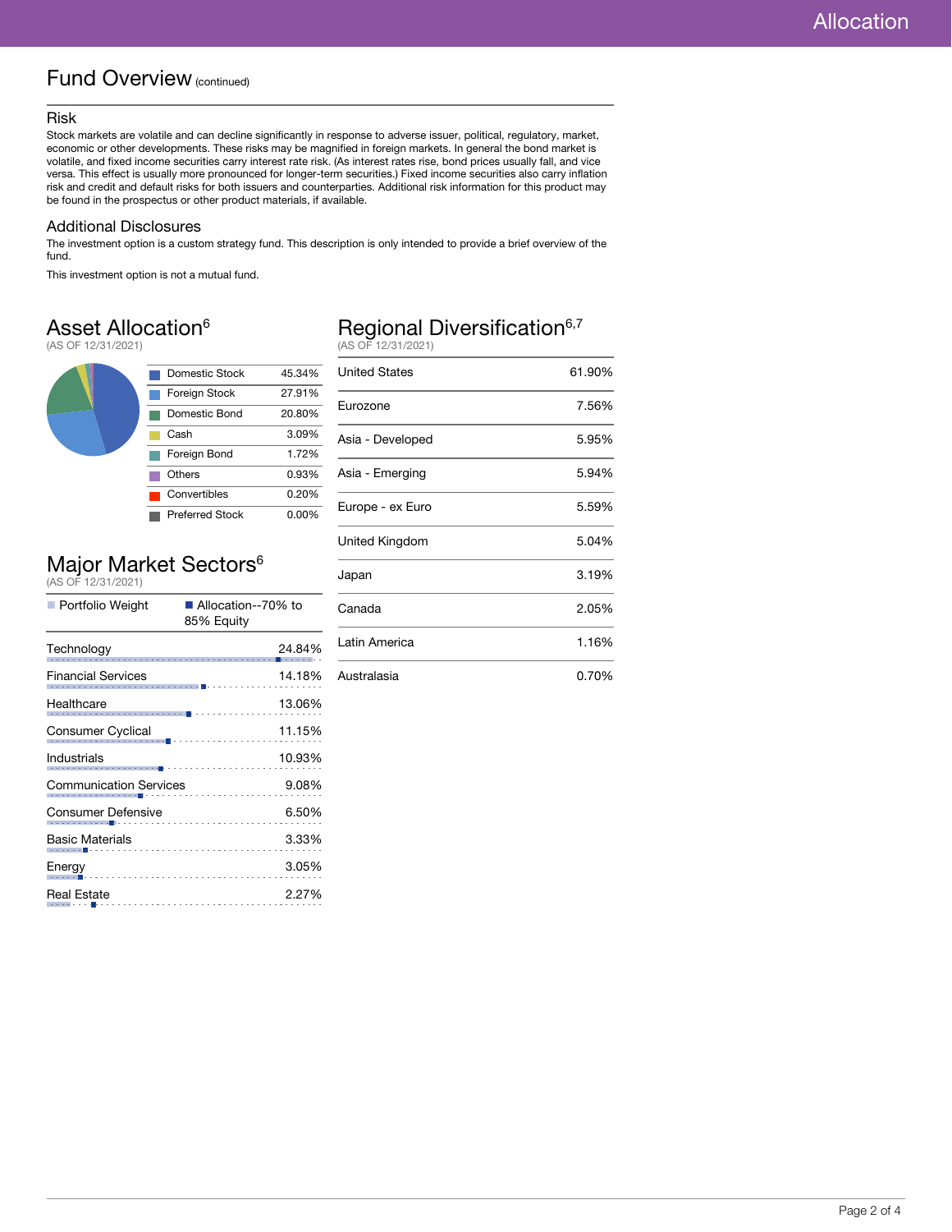# Fund Overview (continued)

## Risk

Stock markets are volatile and can decline significantly in response to adverse issuer, political, regulatory, market, economic or other developments. These risks may be magnified in foreign markets. In general the bond market is volatile, and fixed income securities carry interest rate risk. (As interest rates rise, bond prices usually fall, and vice versa. This effect is usually more pronounced for longer-term securities.) Fixed income securities also carry inflation risk and credit and default risks for both issuers and counterparties. Additional risk information for this product may be found in the prospectus or other product materials, if available.

## Additional Disclosures

The investment option is a custom strategy fund. This description is only intended to provide a brief overview of the fund.

This investment option is not a mutual fund.

## Asset Allocation[6]

(AS OF 12/31/2021)

| Asset | Allocation |
| --- | --- |
| Domestic Stock | 45.34% |
| Foreign Stock | 27.91% |
| Domestic Bond | 20.80% |
| Cash | 3.09% |
| Foreign Bond | 1.72% |
| Others | 0.93% |
| Convertibles | 0.20% |
| Preferred Stock | 0.00% |

## Regional Diversification[6,7]

(AS OF 12/31/2021)

| Region | Allocation |
| --- | --- |
| United States | 61.90% |
| Eurozone | 7.56% |
| Asia - Developed | 5.95% |
| Asia - Emerging | 5.94% |
| Europe - ex Euro | 5.59% |
| United Kingdom | 5.04% |
| Japan | 3.19% |
| Canada | 2.05% |
| Latin America | 1.16% |
| Australasia | 0.70% |

## Major Market Sectors[6]

(AS OF 12/31/2021)

Portfolio Weight | Allocation--70% to 85% Equity

| Sector | Portfolio Weight |
| --- | --- |
| Technology | 24.84% |
| Financial Services | 14.18% |
| Healthcare | 13.06% |
| Consumer Cyclical | 11.15% |
| Industrials | 10.93% |
| Communication Services | 9.08% |
| Consumer Defensive | 6.50% |
| Basic Materials | 3.33% |
| Energy | 3.05% |
| Real Estate | 2.27% |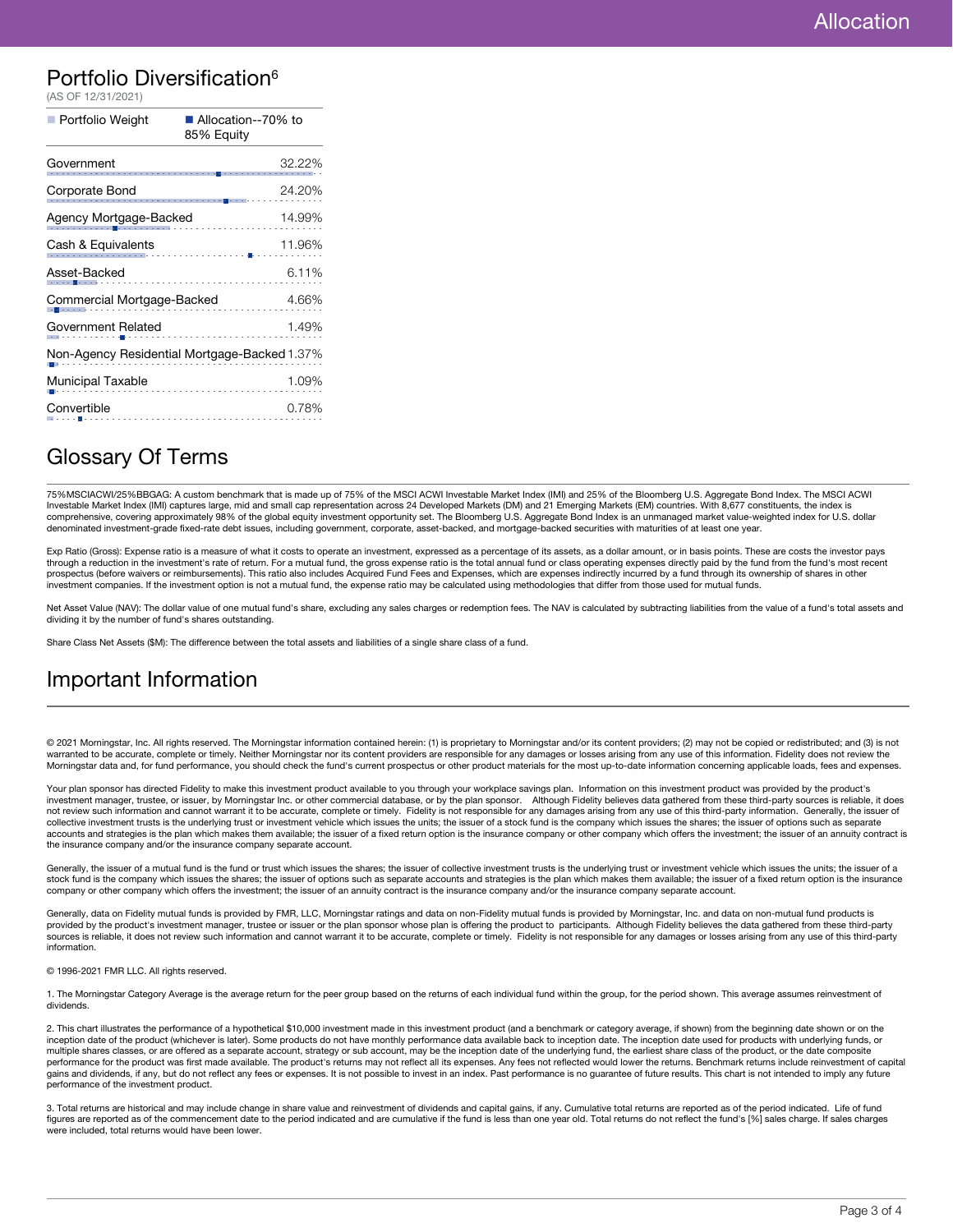## Portfolio Diversification[6]

(AS OF 12/31/2021)

Portfolio Weight | Allocation--70% to 85% Equity

| Sector | Portfolio Weight |
|---|---|
| Government | 32.22% |
| Corporate Bond | 24.20% |
| Agency Mortgage-Backed | 14.99% |
| Cash & Equivalents | 11.96% |
| Asset-Backed | 6.11% |
| Commercial Mortgage-Backed | 4.66% |
| Government Related | 1.49% |
| Non-Agency Residential Mortgage-Backed | 1.37% |
| Municipal Taxable | 1.09% |
| Convertible | 0.78% |

## Glossary Of Terms

75%MSCIACWI/25%BBGAG: A custom benchmark that is made up of 75% of the MSCI ACWI Investable Market Index (IMI) and 25% of the Bloomberg U.S. Aggregate Bond Index. The MSCI ACWI Investable Market Index (IMI) captures large, mid and small cap representation across 24 Developed Markets (DM) and 21 Emerging Markets (EM) countries. With 8,677 constituents, the index is comprehensive, covering approximately 98% of the global equity investment opportunity set. The Bloomberg U.S. Aggregate Bond Index is an unmanaged market value-weighted index for U.S. dollar denominated investment-grade fixed-rate debt issues, including government, corporate, asset-backed, and mortgage-backed securities with maturities of at least one year.

Exp Ratio (Gross): Expense ratio is a measure of what it costs to operate an investment, expressed as a percentage of its assets, as a dollar amount, or in basis points. These are costs the investor pays through a reduction in the investment's rate of return. For a mutual fund, the gross expense ratio is the total annual fund or class operating expenses directly paid by the fund from the fund's most recent prospectus (before waivers or reimbursements). This ratio also includes Acquired Fund Fees and Expenses, which are expenses indirectly incurred by a fund through its ownership of shares in other investment companies. If the investment option is not a mutual fund, the expense ratio may be calculated using methodologies that differ from those used for mutual funds.

Net Asset Value (NAV): The dollar value of one mutual fund's share, excluding any sales charges or redemption fees. The NAV is calculated by subtracting liabilities from the value of a fund's total assets and dividing it by the number of fund's shares outstanding.

Share Class Net Assets ($M): The difference between the total assets and liabilities of a single share class of a fund.

## Important Information

© 2021 Morningstar, Inc. All rights reserved. The Morningstar information contained herein: (1) is proprietary to Morningstar and/or its content providers; (2) may not be copied or redistributed; and (3) is not warranted to be accurate, complete or timely. Neither Morningstar nor its content providers are responsible for any damages or losses arising from any use of this information. Fidelity does not review the Morningstar data and, for fund performance, you should check the fund's current prospectus or other product materials for the most up-to-date information concerning applicable loads, fees and expenses.

Your plan sponsor has directed Fidelity to make this investment product available to you through your workplace savings plan. Information on this investment product was provided by the product's investment manager, trustee, or issuer, by Morningstar Inc. or other commercial database, or by the plan sponsor. Although Fidelity believes data gathered from these third-party sources is reliable, it does not review such information and cannot warrant it to be accurate, complete or timely. Fidelity is not responsible for any damages arising from any use of this third-party information. Generally, the issuer of collective investment trusts is the underlying trust or investment vehicle which issues the units; the issuer of a stock fund is the company which issues the shares; the issuer of options such as separate accounts and strategies is the plan which makes them available; the issuer of a fixed return option is the insurance company or other company which offers the investment; the issuer of an annuity contract is the insurance company and/or the insurance company separate account.

Generally, the issuer of a mutual fund is the fund or trust which issues the shares; the issuer of collective investment trusts is the underlying trust or investment vehicle which issues the units; the issuer of a stock fund is the company which issues the shares; the issuer of options such as separate accounts and strategies is the plan which makes them available; the issuer of a fixed return option is the insurance company or other company which offers the investment; the issuer of an annuity contract is the insurance company and/or the insurance company separate account.

Generally, data on Fidelity mutual funds is provided by FMR, LLC, Morningstar ratings and data on non-Fidelity mutual funds is provided by Morningstar, Inc. and data on non-mutual fund products is provided by the product's investment manager, trustee or issuer or the plan sponsor whose plan is offering the product to participants. Although Fidelity believes the data gathered from these third-party sources is reliable, it does not review such information and cannot warrant it to be accurate, complete or timely. Fidelity is not responsible for any damages or losses arising from any use of this third-party information.

© 1996-2021 FMR LLC. All rights reserved.

1. The Morningstar Category Average is the average return for the peer group based on the returns of each individual fund within the group, for the period shown. This average assumes reinvestment of dividends.

2. This chart illustrates the performance of a hypothetical $10,000 investment made in this investment product (and a benchmark or category average, if shown) from the beginning date shown or on the inception date of the product (whichever is later). Some products do not have monthly performance data available back to inception date. The inception date used for products with underlying funds, or multiple shares classes, or are offered as a separate account, strategy or sub account, may be the inception date of the underlying fund, the earliest share class of the product, or the date composite performance for the product was first made available. The product's returns may not reflect all its expenses. Any fees not reflected would lower the returns. Benchmark returns include reinvestment of capital gains and dividends, if any, but do not reflect any fees or expenses. It is not possible to invest in an index. Past performance is no guarantee of future results. This chart is not intended to imply any future performance of the investment product.

3. Total returns are historical and may include change in share value and reinvestment of dividends and capital gains, if any. Cumulative total returns are reported as of the period indicated. Life of fund figures are reported as of the commencement date to the period indicated and are cumulative if the fund is less than one year old. Total returns do not reflect the fund's [%] sales charge. If sales charges were included, total returns would have been lower.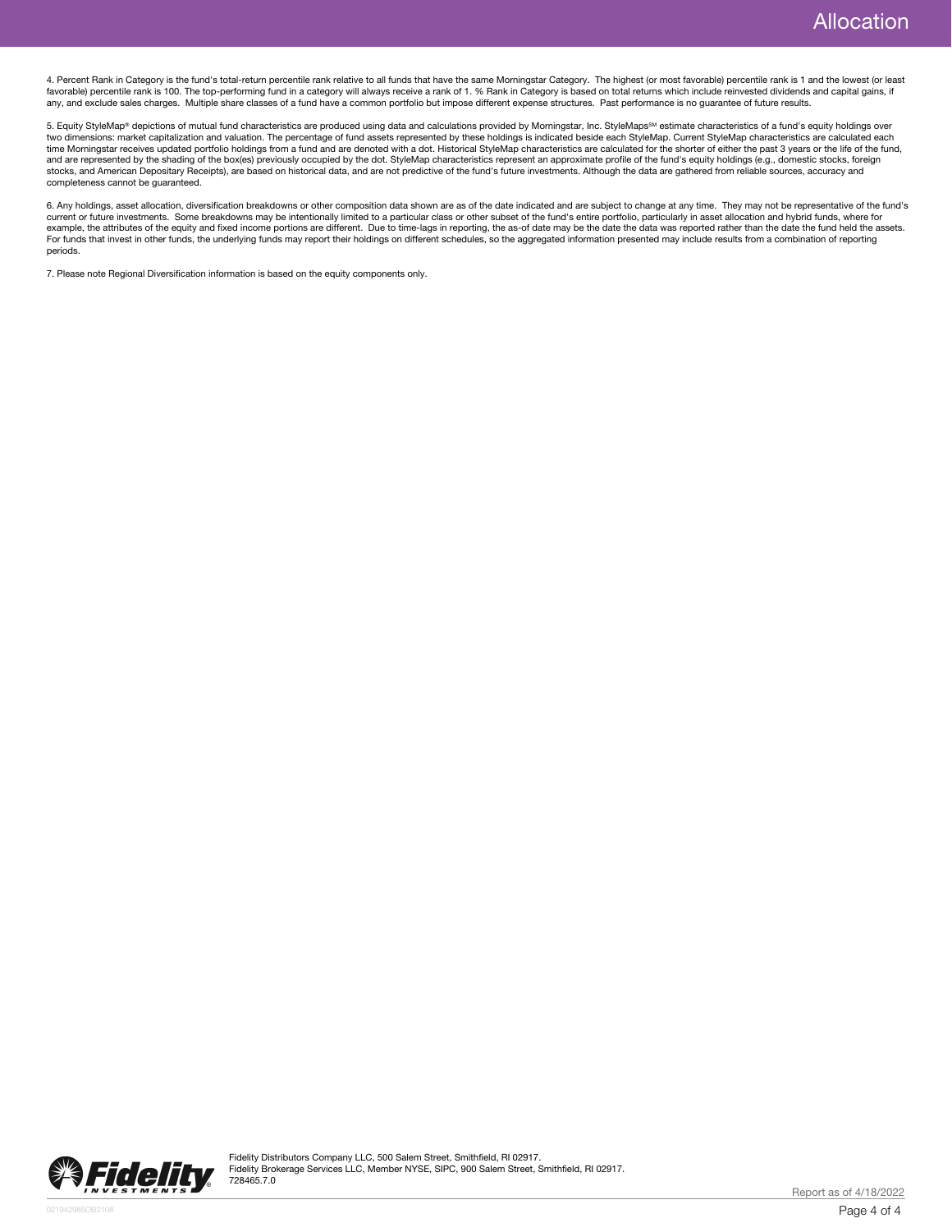4. Percent Rank in Category is the fund's total-return percentile rank relative to all funds that have the same Morningstar Category. The highest (or most favorable) percentile rank is 1 and the lowest (or least favorable) percentile rank is 100. The top-performing fund in a category will always receive a rank of 1. % Rank in Category is based on total returns which include reinvested dividends and capital gains, if any, and exclude sales charges. Multiple share classes of a fund have a common portfolio but impose different expense structures. Past performance is no guarantee of future results.

5. Equity StyleMap® depictions of mutual fund characteristics are produced using data and calculations provided by Morningstar, Inc. StyleMaps℠ estimate characteristics of a fund's equity holdings over two dimensions: market capitalization and valuation. The percentage of fund assets represented by these holdings is indicated beside each StyleMap. Current StyleMap characteristics are calculated each time Morningstar receives updated portfolio holdings from a fund and are denoted with a dot. Historical StyleMap characteristics are calculated for the shorter of either the past 3 years or the life of the fund, and are represented by the shading of the box(es) previously occupied by the dot. StyleMap characteristics represent an approximate profile of the fund's equity holdings (e.g., domestic stocks, foreign stocks, and American Depositary Receipts), are based on historical data, and are not predictive of the fund's future investments. Although the data are gathered from reliable sources, accuracy and completeness cannot be guaranteed.

6. Any holdings, asset allocation, diversification breakdowns or other composition data shown are as of the date indicated and are subject to change at any time. They may not be representative of the fund's current or future investments. Some breakdowns may be intentionally limited to a particular class or other subset of the fund's entire portfolio, particularly in asset allocation and hybrid funds, where for example, the attributes of the equity and fixed income portions are different. Due to time-lags in reporting, the as-of date may be the date the data was reported rather than the date the fund held the assets. For funds that invest in other funds, the underlying funds may report their holdings on different schedules, so the aggregated information presented may include results from a combination of reporting periods.

7. Please note Regional Diversification information is based on the equity components only.

Fidelity Distributors Company LLC, 500 Salem Street, Smithfield, RI 02917.
Fidelity Brokerage Services LLC, Member NYSE, SIPC, 900 Salem Street, Smithfield, RI 02917.
728465.7.0

Report as of 4/18/2022